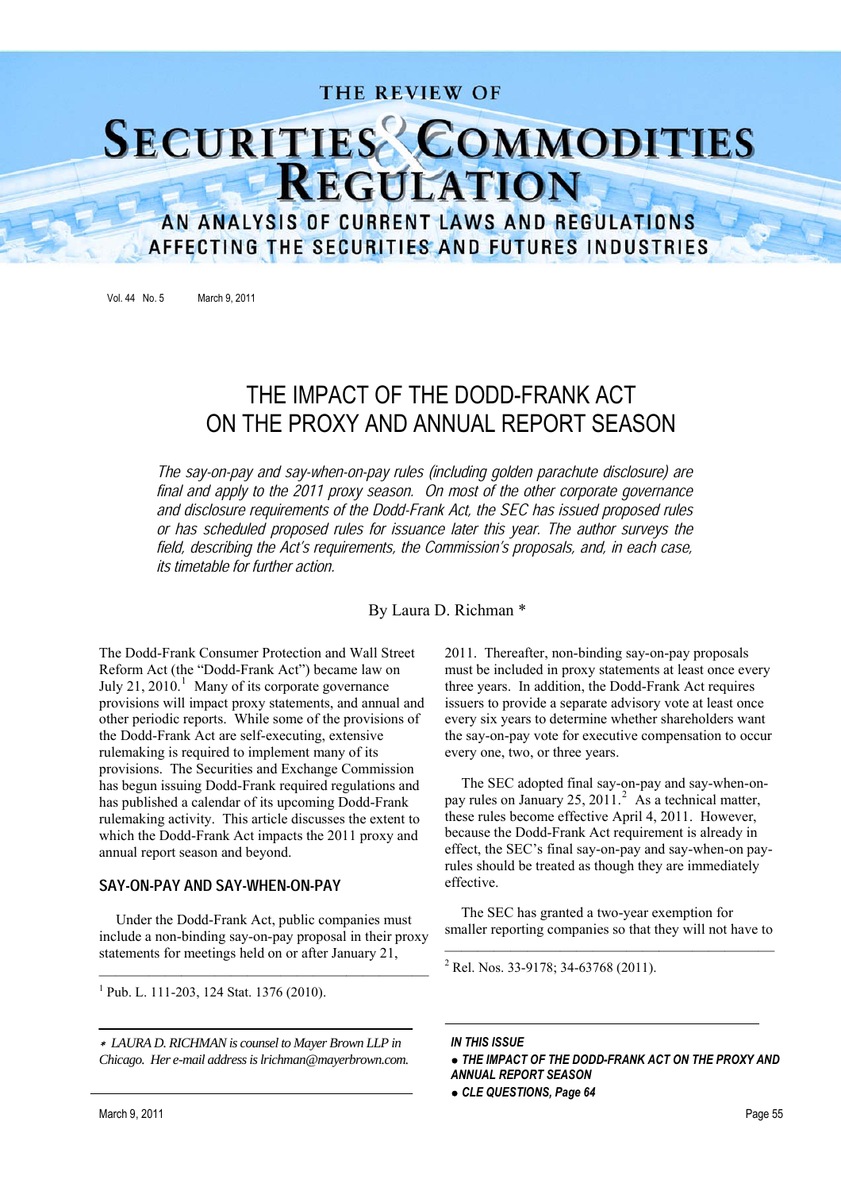# THE IMPACT OF THE DODD-FRANK ACT ON THE PROXY AND ANNUAL REPORT SEASON

*The say-on-pay and say-when-on-pay rules (including golden parachute disclosure) are final and apply to the 2011 proxy season. On most of the other corporate governance and disclosure requirements of the Dodd-Frank Act, the SEC has issued proposed rules or has scheduled proposed rules for issuance later this year. The author surveys the field, describing the Act's requirements, the Commission's proposals, and, in each case, its timetable for further action.*

By Laura D. Richman *

The Dodd-Frank Consumer Protection and Wall Street Reform Act (the "Dodd-Frank Act") became law on July 21, 2010.[1] Many of its corporate governance provisions will impact proxy statements, and annual and other periodic reports. While some of the provisions of the Dodd-Frank Act are self-executing, extensive rulemaking is required to implement many of its provisions. The Securities and Exchange Commission has begun issuing Dodd-Frank required regulations and has published a calendar of its upcoming Dodd-Frank rulemaking activity. This article discusses the extent to which the Dodd-Frank Act impacts the 2011 proxy and annual report season and beyond.

## SAY-ON-PAY AND SAY-WHEN-ON-PAY

Under the Dodd-Frank Act, public companies must include a non-binding say-on-pay proposal in their proxy statements for meetings held on or after January 21, 2011. Thereafter, non-binding say-on-pay proposals must be included in proxy statements at least once every three years. In addition, the Dodd-Frank Act requires issuers to provide a separate advisory vote at least once every six years to determine whether shareholders want the say-on-pay vote for executive compensation to occur every one, two, or three years.

The SEC adopted final say-on-pay and say-when-on-pay rules on January 25, 2011.[2] As a technical matter, these rules become effective April 4, 2011. However, because the Dodd-Frank Act requirement is already in effect, the SEC's final say-on-pay and say-when-on pay-rules should be treated as though they are immediately effective.

The SEC has granted a two-year exemption for smaller reporting companies so that they will not have to

---

[1] Pub. L. 111-203, 124 Stat. 1376 (2010).

[2] Rel. Nos. 33-9178; 34-63768 (2011).

* *LAURA D. RICHMAN is counsel to Mayer Brown LLP in Chicago. Her e-mail address is lrichman@mayerbrown.com.*

***IN THIS ISSUE***

- ***THE IMPACT OF THE DODD-FRANK ACT ON THE PROXY AND ANNUAL REPORT SEASON***
- ***CLE QUESTIONS, Page 64***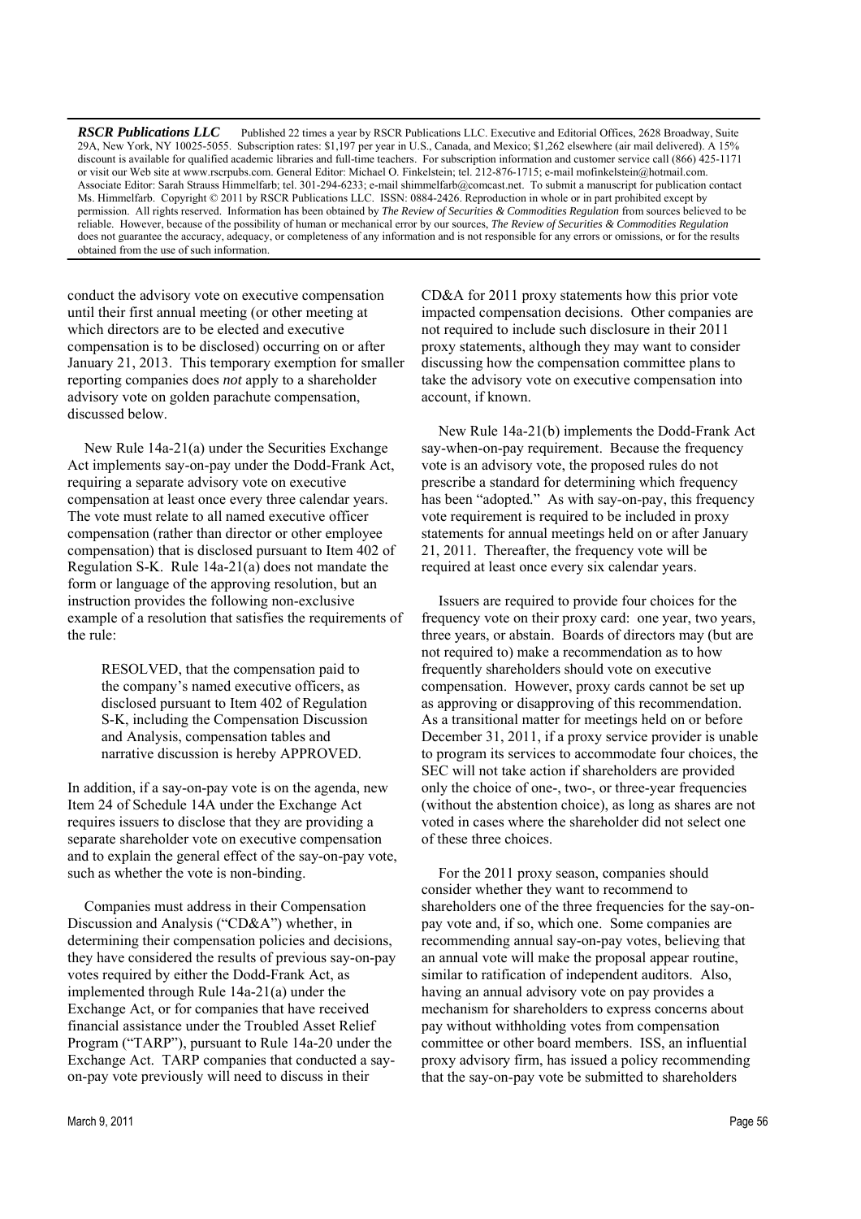***RSCR Publications LLC*** Published 22 times a year by RSCR Publications LLC. Executive and Editorial Offices, 2628 Broadway, Suite 29A, New York, NY 10025-5055. Subscription rates: $1,197 per year in U.S., Canada, and Mexico; $1,262 elsewhere (air mail delivered). A 15% discount is available for qualified academic libraries and full-time teachers. For subscription information and customer service call (866) 425-1171 or visit our Web site at www.rscrpubs.com. General Editor: Michael O. Finkelstein; tel. 212-876-1715; e-mail mofinkelstein@hotmail.com. Associate Editor: Sarah Strauss Himmelfarb; tel. 301-294-6233; e-mail shimmelfarb@comcast.net. To submit a manuscript for publication contact Ms. Himmelfarb. Copyright © 2011 by RSCR Publications LLC. ISSN: 0884-2426. Reproduction in whole or in part prohibited except by permission. All rights reserved. Information has been obtained by *The Review of Securities & Commodities Regulation* from sources believed to be reliable. However, because of the possibility of human or mechanical error by our sources, *The Review of Securities & Commodities Regulation* does not guarantee the accuracy, adequacy, or completeness of any information and is not responsible for any errors or omissions, or for the results obtained from the use of such information.

---

conduct the advisory vote on executive compensation until their first annual meeting (or other meeting at which directors are to be elected and executive compensation is to be disclosed) occurring on or after January 21, 2013. This temporary exemption for smaller reporting companies does *not* apply to a shareholder advisory vote on golden parachute compensation, discussed below.

New Rule 14a-21(a) under the Securities Exchange Act implements say-on-pay under the Dodd-Frank Act, requiring a separate advisory vote on executive compensation at least once every three calendar years. The vote must relate to all named executive officer compensation (rather than director or other employee compensation) that is disclosed pursuant to Item 402 of Regulation S-K. Rule 14a-21(a) does not mandate the form or language of the approving resolution, but an instruction provides the following non-exclusive example of a resolution that satisfies the requirements of the rule:

> RESOLVED, that the compensation paid to the company's named executive officers, as disclosed pursuant to Item 402 of Regulation S-K, including the Compensation Discussion and Analysis, compensation tables and narrative discussion is hereby APPROVED.

In addition, if a say-on-pay vote is on the agenda, new Item 24 of Schedule 14A under the Exchange Act requires issuers to disclose that they are providing a separate shareholder vote on executive compensation and to explain the general effect of the say-on-pay vote, such as whether the vote is non-binding.

Companies must address in their Compensation Discussion and Analysis ("CD&A") whether, in determining their compensation policies and decisions, they have considered the results of previous say-on-pay votes required by either the Dodd-Frank Act, as implemented through Rule 14a-21(a) under the Exchange Act, or for companies that have received financial assistance under the Troubled Asset Relief Program ("TARP"), pursuant to Rule 14a-20 under the Exchange Act. TARP companies that conducted a say-on-pay vote previously will need to discuss in their CD&A for 2011 proxy statements how this prior vote impacted compensation decisions. Other companies are not required to include such disclosure in their 2011 proxy statements, although they may want to consider discussing how the compensation committee plans to take the advisory vote on executive compensation into account, if known.

New Rule 14a-21(b) implements the Dodd-Frank Act say-when-on-pay requirement. Because the frequency vote is an advisory vote, the proposed rules do not prescribe a standard for determining which frequency has been "adopted." As with say-on-pay, this frequency vote requirement is required to be included in proxy statements for annual meetings held on or after January 21, 2011. Thereafter, the frequency vote will be required at least once every six calendar years.

Issuers are required to provide four choices for the frequency vote on their proxy card: one year, two years, three years, or abstain. Boards of directors may (but are not required to) make a recommendation as to how frequently shareholders should vote on executive compensation. However, proxy cards cannot be set up as approving or disapproving of this recommendation. As a transitional matter for meetings held on or before December 31, 2011, if a proxy service provider is unable to program its services to accommodate four choices, the SEC will not take action if shareholders are provided only the choice of one-, two-, or three-year frequencies (without the abstention choice), as long as shares are not voted in cases where the shareholder did not select one of these three choices.

For the 2011 proxy season, companies should consider whether they want to recommend to shareholders one of the three frequencies for the say-on-pay vote and, if so, which one. Some companies are recommending annual say-on-pay votes, believing that an annual vote will make the proposal appear routine, similar to ratification of independent auditors. Also, having an annual advisory vote on pay provides a mechanism for shareholders to express concerns about pay without withholding votes from compensation committee or other board members. ISS, an influential proxy advisory firm, has issued a policy recommending that the say-on-pay vote be submitted to shareholders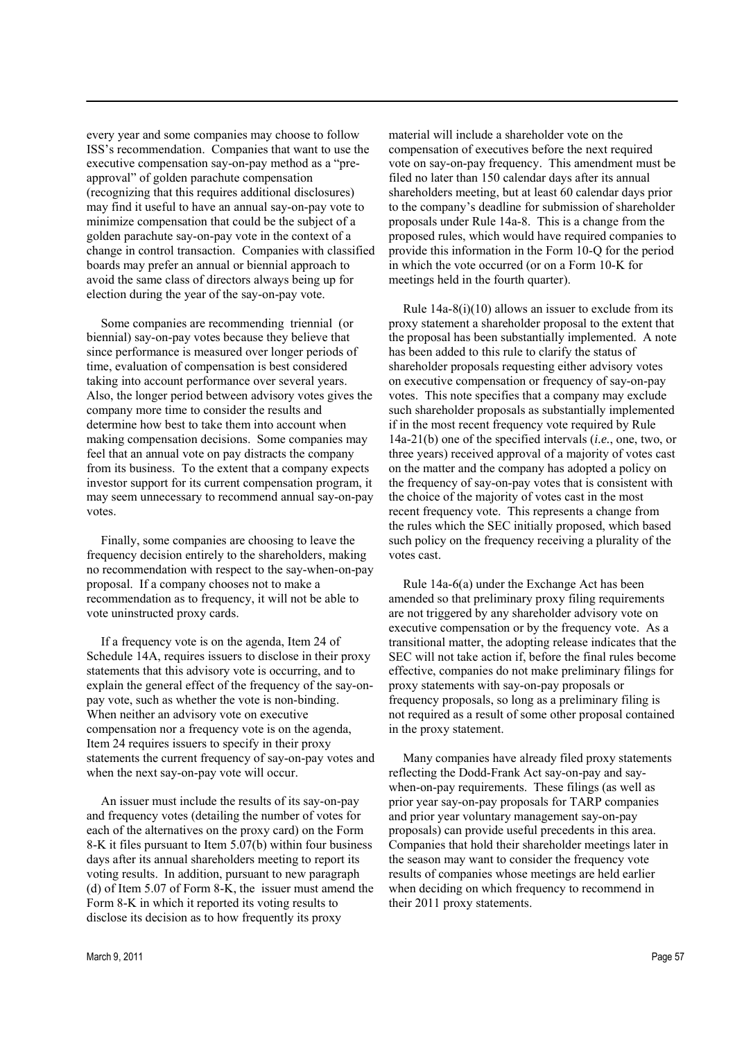every year and some companies may choose to follow ISS's recommendation. Companies that want to use the executive compensation say-on-pay method as a "pre-approval" of golden parachute compensation (recognizing that this requires additional disclosures) may find it useful to have an annual say-on-pay vote to minimize compensation that could be the subject of a golden parachute say-on-pay vote in the context of a change in control transaction. Companies with classified boards may prefer an annual or biennial approach to avoid the same class of directors always being up for election during the year of the say-on-pay vote.

Some companies are recommending triennial (or biennial) say-on-pay votes because they believe that since performance is measured over longer periods of time, evaluation of compensation is best considered taking into account performance over several years. Also, the longer period between advisory votes gives the company more time to consider the results and determine how best to take them into account when making compensation decisions. Some companies may feel that an annual vote on pay distracts the company from its business. To the extent that a company expects investor support for its current compensation program, it may seem unnecessary to recommend annual say-on-pay votes.

Finally, some companies are choosing to leave the frequency decision entirely to the shareholders, making no recommendation with respect to the say-when-on-pay proposal. If a company chooses not to make a recommendation as to frequency, it will not be able to vote uninstructed proxy cards.

If a frequency vote is on the agenda, Item 24 of Schedule 14A, requires issuers to disclose in their proxy statements that this advisory vote is occurring, and to explain the general effect of the frequency of the say-on-pay vote, such as whether the vote is non-binding. When neither an advisory vote on executive compensation nor a frequency vote is on the agenda, Item 24 requires issuers to specify in their proxy statements the current frequency of say-on-pay votes and when the next say-on-pay vote will occur.

An issuer must include the results of its say-on-pay and frequency votes (detailing the number of votes for each of the alternatives on the proxy card) on the Form 8-K it files pursuant to Item 5.07(b) within four business days after its annual shareholders meeting to report its voting results. In addition, pursuant to new paragraph (d) of Item 5.07 of Form 8-K, the issuer must amend the Form 8-K in which it reported its voting results to disclose its decision as to how frequently its proxy material will include a shareholder vote on the compensation of executives before the next required vote on say-on-pay frequency. This amendment must be filed no later than 150 calendar days after its annual shareholders meeting, but at least 60 calendar days prior to the company's deadline for submission of shareholder proposals under Rule 14a-8. This is a change from the proposed rules, which would have required companies to provide this information in the Form 10-Q for the period in which the vote occurred (or on a Form 10-K for meetings held in the fourth quarter).

Rule 14a-8(i)(10) allows an issuer to exclude from its proxy statement a shareholder proposal to the extent that the proposal has been substantially implemented. A note has been added to this rule to clarify the status of shareholder proposals requesting either advisory votes on executive compensation or frequency of say-on-pay votes. This note specifies that a company may exclude such shareholder proposals as substantially implemented if in the most recent frequency vote required by Rule 14a-21(b) one of the specified intervals (*i.e.*, one, two, or three years) received approval of a majority of votes cast on the matter and the company has adopted a policy on the frequency of say-on-pay votes that is consistent with the choice of the majority of votes cast in the most recent frequency vote. This represents a change from the rules which the SEC initially proposed, which based such policy on the frequency receiving a plurality of the votes cast.

Rule 14a-6(a) under the Exchange Act has been amended so that preliminary proxy filing requirements are not triggered by any shareholder advisory vote on executive compensation or by the frequency vote. As a transitional matter, the adopting release indicates that the SEC will not take action if, before the final rules become effective, companies do not make preliminary filings for proxy statements with say-on-pay proposals or frequency proposals, so long as a preliminary filing is not required as a result of some other proposal contained in the proxy statement.

Many companies have already filed proxy statements reflecting the Dodd-Frank Act say-on-pay and say-when-on-pay requirements. These filings (as well as prior year say-on-pay proposals for TARP companies and prior year voluntary management say-on-pay proposals) can provide useful precedents in this area. Companies that hold their shareholder meetings later in the season may want to consider the frequency vote results of companies whose meetings are held earlier when deciding on which frequency to recommend in their 2011 proxy statements.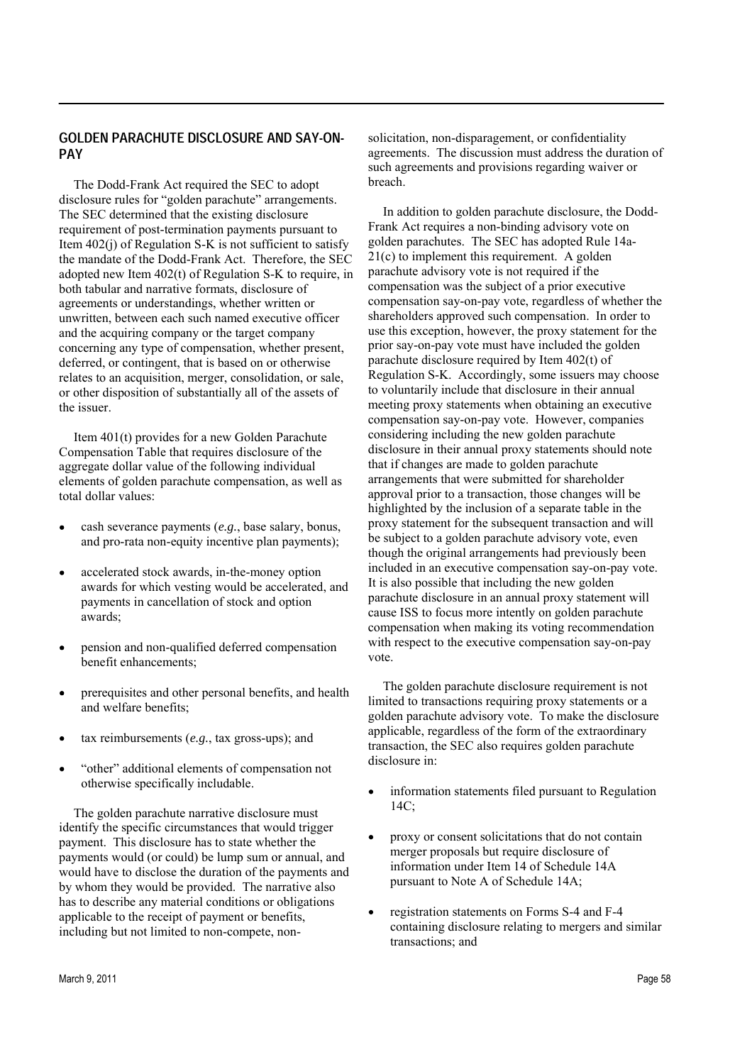## GOLDEN PARACHUTE DISCLOSURE AND SAY-ON-PAY

The Dodd-Frank Act required the SEC to adopt disclosure rules for "golden parachute" arrangements. The SEC determined that the existing disclosure requirement of post-termination payments pursuant to Item 402(j) of Regulation S-K is not sufficient to satisfy the mandate of the Dodd-Frank Act. Therefore, the SEC adopted new Item 402(t) of Regulation S-K to require, in both tabular and narrative formats, disclosure of agreements or understandings, whether written or unwritten, between each such named executive officer and the acquiring company or the target company concerning any type of compensation, whether present, deferred, or contingent, that is based on or otherwise relates to an acquisition, merger, consolidation, or sale, or other disposition of substantially all of the assets of the issuer.

Item 401(t) provides for a new Golden Parachute Compensation Table that requires disclosure of the aggregate dollar value of the following individual elements of golden parachute compensation, as well as total dollar values:

- cash severance payments (*e.g.*, base salary, bonus, and pro-rata non-equity incentive plan payments);
- accelerated stock awards, in-the-money option awards for which vesting would be accelerated, and payments in cancellation of stock and option awards;
- pension and non-qualified deferred compensation benefit enhancements;
- prerequisites and other personal benefits, and health and welfare benefits;
- tax reimbursements (*e.g.*, tax gross-ups); and
- "other" additional elements of compensation not otherwise specifically includable.

The golden parachute narrative disclosure must identify the specific circumstances that would trigger payment. This disclosure has to state whether the payments would (or could) be lump sum or annual, and would have to disclose the duration of the payments and by whom they would be provided. The narrative also has to describe any material conditions or obligations applicable to the receipt of payment or benefits, including but not limited to non-compete, non-solicitation, non-disparagement, or confidentiality agreements. The discussion must address the duration of such agreements and provisions regarding waiver or breach.

In addition to golden parachute disclosure, the Dodd-Frank Act requires a non-binding advisory vote on golden parachutes. The SEC has adopted Rule 14a-21(c) to implement this requirement. A golden parachute advisory vote is not required if the compensation was the subject of a prior executive compensation say-on-pay vote, regardless of whether the shareholders approved such compensation. In order to use this exception, however, the proxy statement for the prior say-on-pay vote must have included the golden parachute disclosure required by Item 402(t) of Regulation S-K. Accordingly, some issuers may choose to voluntarily include that disclosure in their annual meeting proxy statements when obtaining an executive compensation say-on-pay vote. However, companies considering including the new golden parachute disclosure in their annual proxy statements should note that if changes are made to golden parachute arrangements that were submitted for shareholder approval prior to a transaction, those changes will be highlighted by the inclusion of a separate table in the proxy statement for the subsequent transaction and will be subject to a golden parachute advisory vote, even though the original arrangements had previously been included in an executive compensation say-on-pay vote. It is also possible that including the new golden parachute disclosure in an annual proxy statement will cause ISS to focus more intently on golden parachute compensation when making its voting recommendation with respect to the executive compensation say-on-pay vote.

The golden parachute disclosure requirement is not limited to transactions requiring proxy statements or a golden parachute advisory vote. To make the disclosure applicable, regardless of the form of the extraordinary transaction, the SEC also requires golden parachute disclosure in:

- information statements filed pursuant to Regulation 14C;
- proxy or consent solicitations that do not contain merger proposals but require disclosure of information under Item 14 of Schedule 14A pursuant to Note A of Schedule 14A;
- registration statements on Forms S-4 and F-4 containing disclosure relating to mergers and similar transactions; and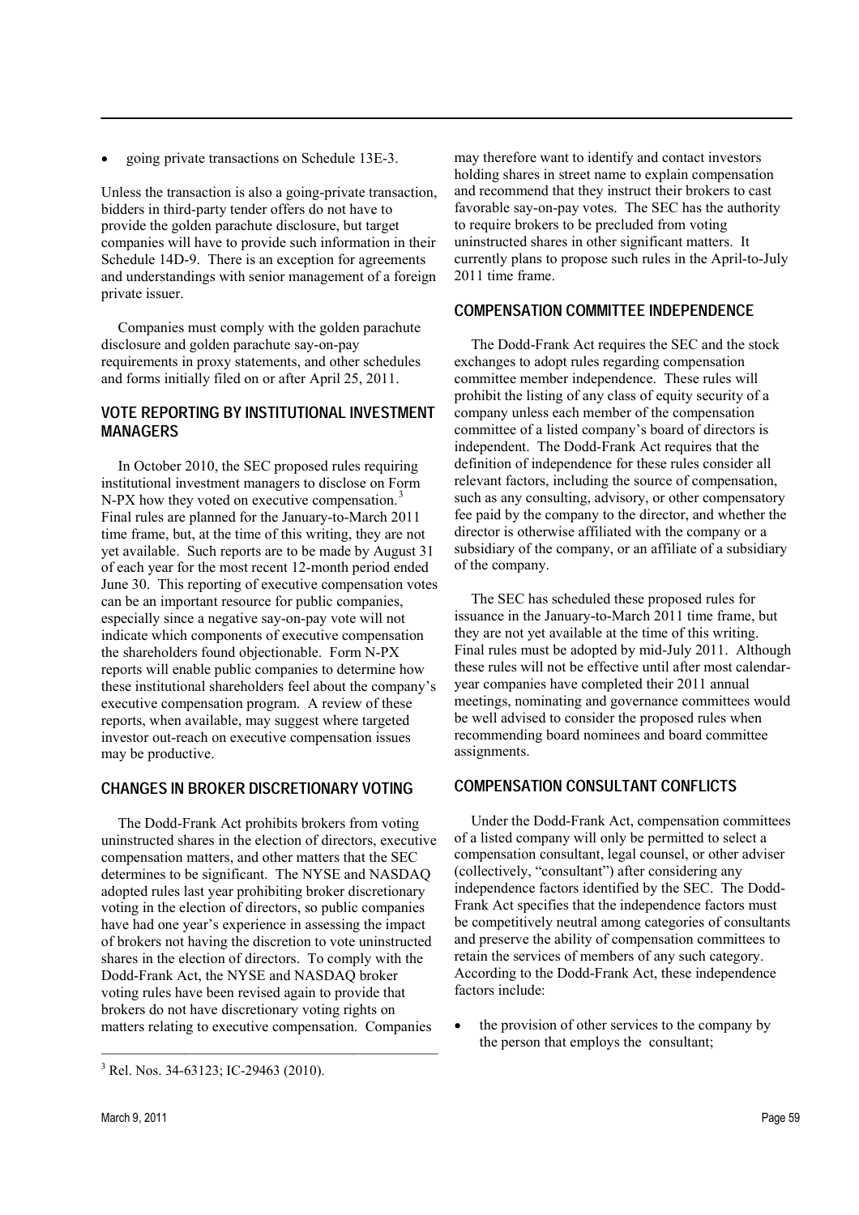- going private transactions on Schedule 13E-3.

Unless the transaction is also a going-private transaction, bidders in third-party tender offers do not have to provide the golden parachute disclosure, but target companies will have to provide such information in their Schedule 14D-9. There is an exception for agreements and understandings with senior management of a foreign private issuer.

Companies must comply with the golden parachute disclosure and golden parachute say-on-pay requirements in proxy statements, and other schedules and forms initially filed on or after April 25, 2011.

## VOTE REPORTING BY INSTITUTIONAL INVESTMENT MANAGERS

In October 2010, the SEC proposed rules requiring institutional investment managers to disclose on Form N-PX how they voted on executive compensation.[3] Final rules are planned for the January-to-March 2011 time frame, but, at the time of this writing, they are not yet available. Such reports are to be made by August 31 of each year for the most recent 12-month period ended June 30. This reporting of executive compensation votes can be an important resource for public companies, especially since a negative say-on-pay vote will not indicate which components of executive compensation the shareholders found objectionable. Form N-PX reports will enable public companies to determine how these institutional shareholders feel about the company's executive compensation program. A review of these reports, when available, may suggest where targeted investor out-reach on executive compensation issues may be productive.

## CHANGES IN BROKER DISCRETIONARY VOTING

The Dodd-Frank Act prohibits brokers from voting uninstructed shares in the election of directors, executive compensation matters, and other matters that the SEC determines to be significant. The NYSE and NASDAQ adopted rules last year prohibiting broker discretionary voting in the election of directors, so public companies have had one year's experience in assessing the impact of brokers not having the discretion to vote uninstructed shares in the election of directors. To comply with the Dodd-Frank Act, the NYSE and NASDAQ broker voting rules have been revised again to provide that brokers do not have discretionary voting rights on matters relating to executive compensation. Companies may therefore want to identify and contact investors holding shares in street name to explain compensation and recommend that they instruct their brokers to cast favorable say-on-pay votes. The SEC has the authority to require brokers to be precluded from voting uninstructed shares in other significant matters. It currently plans to propose such rules in the April-to-July 2011 time frame.

## COMPENSATION COMMITTEE INDEPENDENCE

The Dodd-Frank Act requires the SEC and the stock exchanges to adopt rules regarding compensation committee member independence. These rules will prohibit the listing of any class of equity security of a company unless each member of the compensation committee of a listed company's board of directors is independent. The Dodd-Frank Act requires that the definition of independence for these rules consider all relevant factors, including the source of compensation, such as any consulting, advisory, or other compensatory fee paid by the company to the director, and whether the director is otherwise affiliated with the company or a subsidiary of the company, or an affiliate of a subsidiary of the company.

The SEC has scheduled these proposed rules for issuance in the January-to-March 2011 time frame, but they are not yet available at the time of this writing. Final rules must be adopted by mid-July 2011. Although these rules will not be effective until after most calendar-year companies have completed their 2011 annual meetings, nominating and governance committees would be well advised to consider the proposed rules when recommending board nominees and board committee assignments.

## COMPENSATION CONSULTANT CONFLICTS

Under the Dodd-Frank Act, compensation committees of a listed company will only be permitted to select a compensation consultant, legal counsel, or other adviser (collectively, "consultant") after considering any independence factors identified by the SEC. The Dodd-Frank Act specifies that the independence factors must be competitively neutral among categories of consultants and preserve the ability of compensation committees to retain the services of members of any such category. According to the Dodd-Frank Act, these independence factors include:

- the provision of other services to the company by the person that employs the consultant;

[3] Rel. Nos. 34-63123; IC-29463 (2010).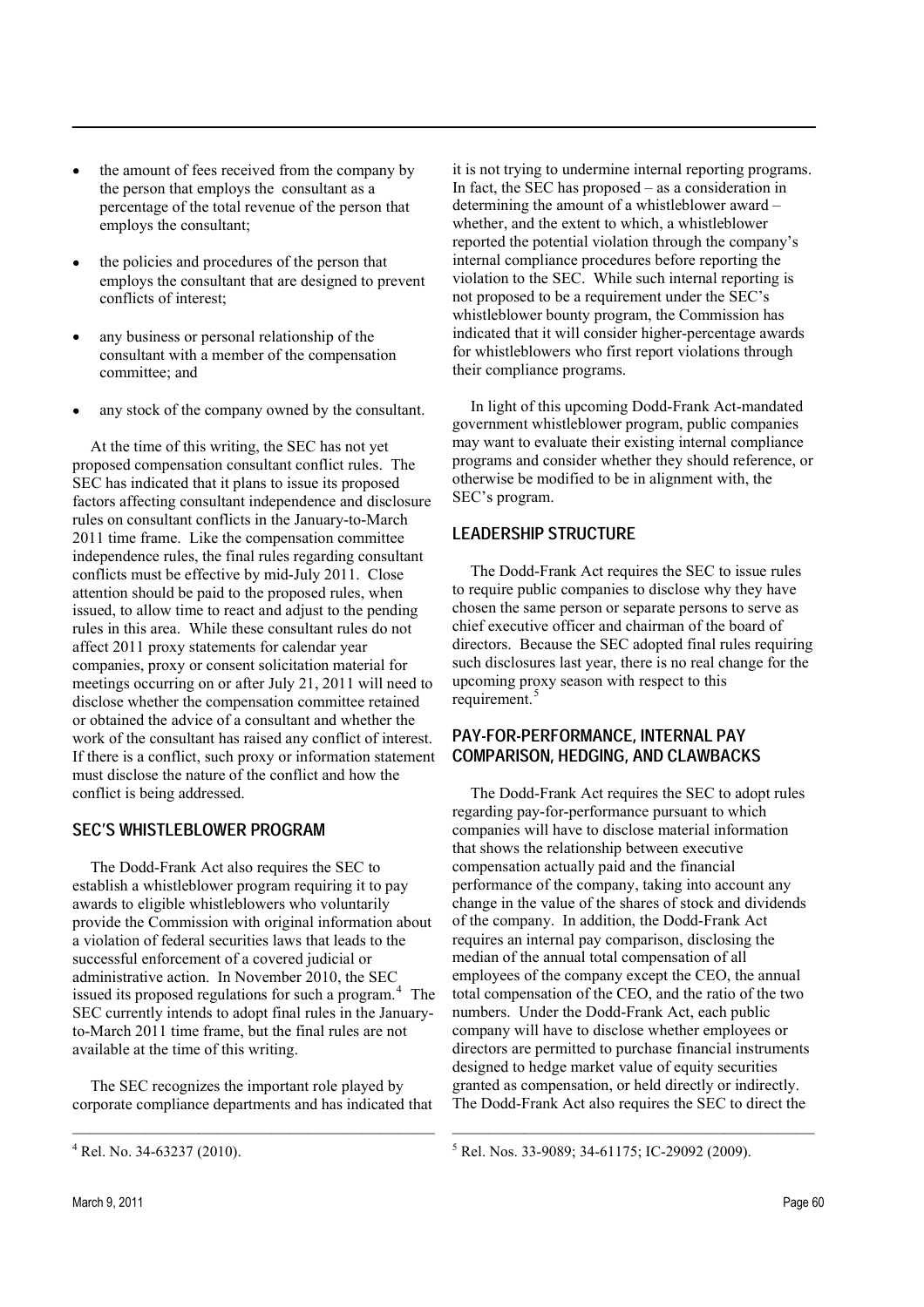- the amount of fees received from the company by the person that employs the consultant as a percentage of the total revenue of the person that employs the consultant;
- the policies and procedures of the person that employs the consultant that are designed to prevent conflicts of interest;
- any business or personal relationship of the consultant with a member of the compensation committee; and
- any stock of the company owned by the consultant.

At the time of this writing, the SEC has not yet proposed compensation consultant conflict rules. The SEC has indicated that it plans to issue its proposed factors affecting consultant independence and disclosure rules on consultant conflicts in the January-to-March 2011 time frame. Like the compensation committee independence rules, the final rules regarding consultant conflicts must be effective by mid-July 2011. Close attention should be paid to the proposed rules, when issued, to allow time to react and adjust to the pending rules in this area. While these consultant rules do not affect 2011 proxy statements for calendar year companies, proxy or consent solicitation material for meetings occurring on or after July 21, 2011 will need to disclose whether the compensation committee retained or obtained the advice of a consultant and whether the work of the consultant has raised any conflict of interest. If there is a conflict, such proxy or information statement must disclose the nature of the conflict and how the conflict is being addressed.

## SEC'S WHISTLEBLOWER PROGRAM

The Dodd-Frank Act also requires the SEC to establish a whistleblower program requiring it to pay awards to eligible whistleblowers who voluntarily provide the Commission with original information about a violation of federal securities laws that leads to the successful enforcement of a covered judicial or administrative action. In November 2010, the SEC issued its proposed regulations for such a program.[4] The SEC currently intends to adopt final rules in the January-to-March 2011 time frame, but the final rules are not available at the time of this writing.

The SEC recognizes the important role played by corporate compliance departments and has indicated that it is not trying to undermine internal reporting programs. In fact, the SEC has proposed – as a consideration in determining the amount of a whistleblower award – whether, and the extent to which, a whistleblower reported the potential violation through the company's internal compliance procedures before reporting the violation to the SEC. While such internal reporting is not proposed to be a requirement under the SEC's whistleblower bounty program, the Commission has indicated that it will consider higher-percentage awards for whistleblowers who first report violations through their compliance programs.

In light of this upcoming Dodd-Frank Act-mandated government whistleblower program, public companies may want to evaluate their existing internal compliance programs and consider whether they should reference, or otherwise be modified to be in alignment with, the SEC's program.

## LEADERSHIP STRUCTURE

The Dodd-Frank Act requires the SEC to issue rules to require public companies to disclose why they have chosen the same person or separate persons to serve as chief executive officer and chairman of the board of directors. Because the SEC adopted final rules requiring such disclosures last year, there is no real change for the upcoming proxy season with respect to this requirement.[5]

## PAY-FOR-PERFORMANCE, INTERNAL PAY COMPARISON, HEDGING, AND CLAWBACKS

The Dodd-Frank Act requires the SEC to adopt rules regarding pay-for-performance pursuant to which companies will have to disclose material information that shows the relationship between executive compensation actually paid and the financial performance of the company, taking into account any change in the value of the shares of stock and dividends of the company. In addition, the Dodd-Frank Act requires an internal pay comparison, disclosing the median of the annual total compensation of all employees of the company except the CEO, the annual total compensation of the CEO, and the ratio of the two numbers. Under the Dodd-Frank Act, each public company will have to disclose whether employees or directors are permitted to purchase financial instruments designed to hedge market value of equity securities granted as compensation, or held directly or indirectly. The Dodd-Frank Act also requires the SEC to direct the

---

[4] Rel. No. 34-63237 (2010).

[5] Rel. Nos. 33-9089; 34-61175; IC-29092 (2009).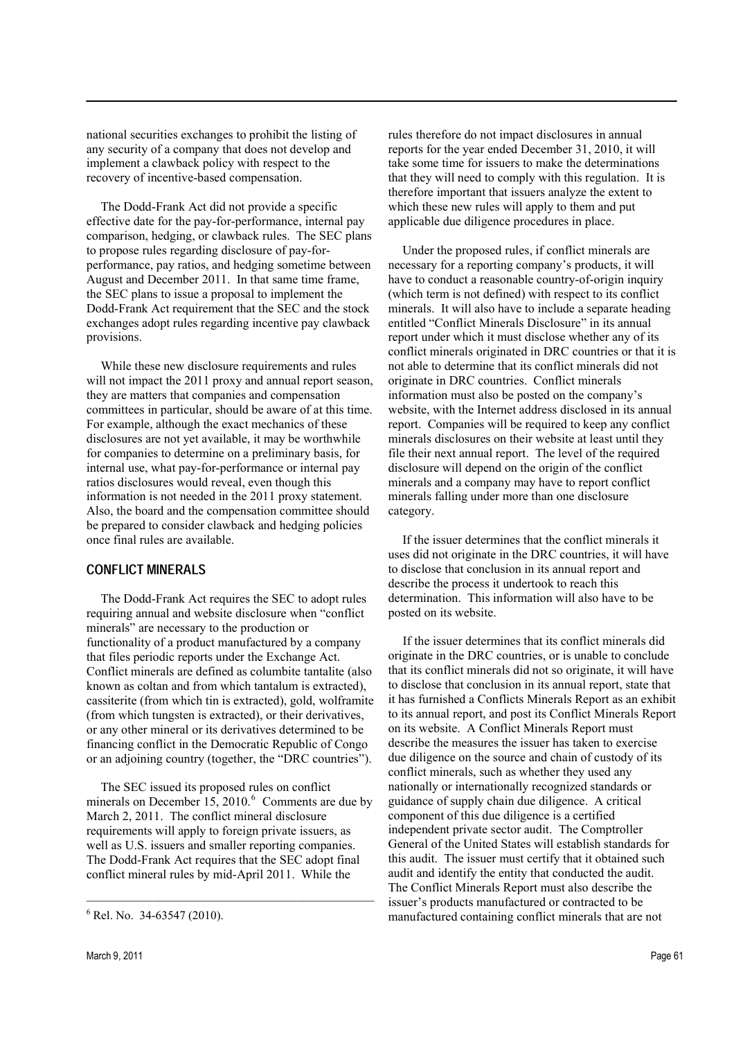national securities exchanges to prohibit the listing of any security of a company that does not develop and implement a clawback policy with respect to the recovery of incentive-based compensation.

The Dodd-Frank Act did not provide a specific effective date for the pay-for-performance, internal pay comparison, hedging, or clawback rules. The SEC plans to propose rules regarding disclosure of pay-for-performance, pay ratios, and hedging sometime between August and December 2011. In that same time frame, the SEC plans to issue a proposal to implement the Dodd-Frank Act requirement that the SEC and the stock exchanges adopt rules regarding incentive pay clawback provisions.

While these new disclosure requirements and rules will not impact the 2011 proxy and annual report season, they are matters that companies and compensation committees in particular, should be aware of at this time. For example, although the exact mechanics of these disclosures are not yet available, it may be worthwhile for companies to determine on a preliminary basis, for internal use, what pay-for-performance or internal pay ratios disclosures would reveal, even though this information is not needed in the 2011 proxy statement. Also, the board and the compensation committee should be prepared to consider clawback and hedging policies once final rules are available.

## CONFLICT MINERALS

The Dodd-Frank Act requires the SEC to adopt rules requiring annual and website disclosure when "conflict minerals" are necessary to the production or functionality of a product manufactured by a company that files periodic reports under the Exchange Act. Conflict minerals are defined as columbite tantalite (also known as coltan and from which tantalum is extracted), cassiterite (from which tin is extracted), gold, wolframite (from which tungsten is extracted), or their derivatives, or any other mineral or its derivatives determined to be financing conflict in the Democratic Republic of Congo or an adjoining country (together, the "DRC countries").

The SEC issued its proposed rules on conflict minerals on December 15, 2010.[6] Comments are due by March 2, 2011. The conflict mineral disclosure requirements will apply to foreign private issuers, as well as U.S. issuers and smaller reporting companies. The Dodd-Frank Act requires that the SEC adopt final conflict mineral rules by mid-April 2011. While the rules therefore do not impact disclosures in annual reports for the year ended December 31, 2010, it will take some time for issuers to make the determinations that they will need to comply with this regulation. It is therefore important that issuers analyze the extent to which these new rules will apply to them and put applicable due diligence procedures in place.

Under the proposed rules, if conflict minerals are necessary for a reporting company's products, it will have to conduct a reasonable country-of-origin inquiry (which term is not defined) with respect to its conflict minerals. It will also have to include a separate heading entitled "Conflict Minerals Disclosure" in its annual report under which it must disclose whether any of its conflict minerals originated in DRC countries or that it is not able to determine that its conflict minerals did not originate in DRC countries. Conflict minerals information must also be posted on the company's website, with the Internet address disclosed in its annual report. Companies will be required to keep any conflict minerals disclosures on their website at least until they file their next annual report. The level of the required disclosure will depend on the origin of the conflict minerals and a company may have to report conflict minerals falling under more than one disclosure category.

If the issuer determines that the conflict minerals it uses did not originate in the DRC countries, it will have to disclose that conclusion in its annual report and describe the process it undertook to reach this determination. This information will also have to be posted on its website.

If the issuer determines that its conflict minerals did originate in the DRC countries, or is unable to conclude that its conflict minerals did not so originate, it will have to disclose that conclusion in its annual report, state that it has furnished a Conflicts Minerals Report as an exhibit to its annual report, and post its Conflict Minerals Report on its website. A Conflict Minerals Report must describe the measures the issuer has taken to exercise due diligence on the source and chain of custody of its conflict minerals, such as whether they used any nationally or internationally recognized standards or guidance of supply chain due diligence. A critical component of this due diligence is a certified independent private sector audit. The Comptroller General of the United States will establish standards for this audit. The issuer must certify that it obtained such audit and identify the entity that conducted the audit. The Conflict Minerals Report must also describe the issuer's products manufactured or contracted to be manufactured containing conflict minerals that are not

[6] Rel. No. 34-63547 (2010).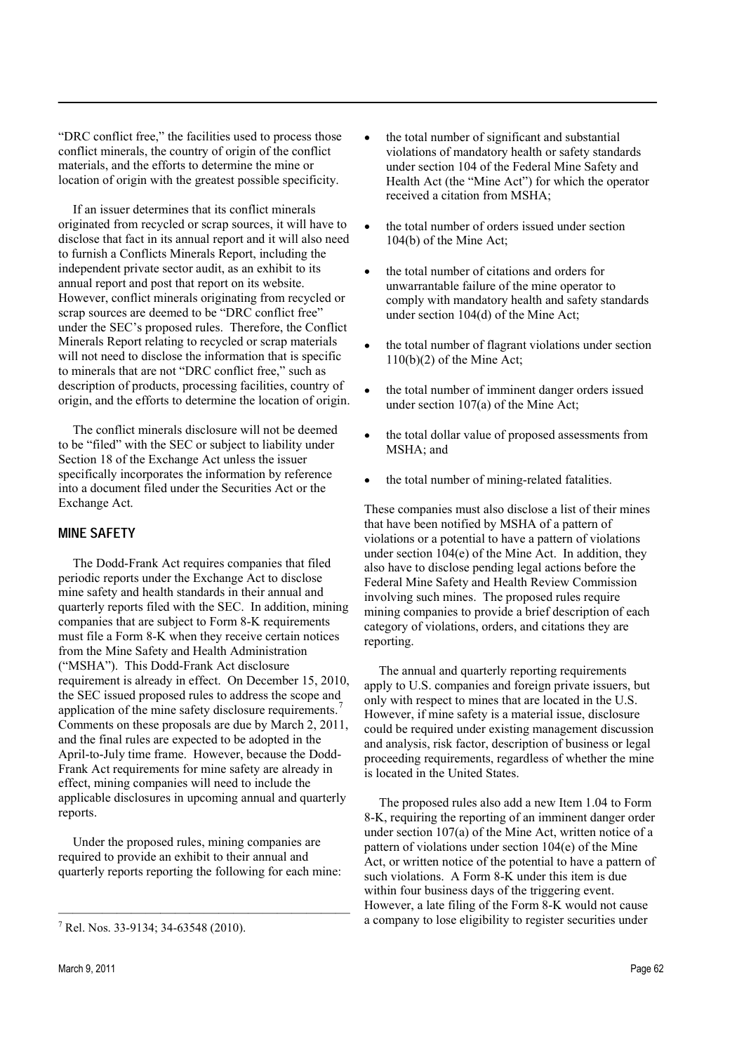"DRC conflict free," the facilities used to process those conflict minerals, the country of origin of the conflict materials, and the efforts to determine the mine or location of origin with the greatest possible specificity.

If an issuer determines that its conflict minerals originated from recycled or scrap sources, it will have to disclose that fact in its annual report and it will also need to furnish a Conflicts Minerals Report, including the independent private sector audit, as an exhibit to its annual report and post that report on its website. However, conflict minerals originating from recycled or scrap sources are deemed to be "DRC conflict free" under the SEC's proposed rules. Therefore, the Conflict Minerals Report relating to recycled or scrap materials will not need to disclose the information that is specific to minerals that are not "DRC conflict free," such as description of products, processing facilities, country of origin, and the efforts to determine the location of origin.

The conflict minerals disclosure will not be deemed to be "filed" with the SEC or subject to liability under Section 18 of the Exchange Act unless the issuer specifically incorporates the information by reference into a document filed under the Securities Act or the Exchange Act.

## MINE SAFETY

The Dodd-Frank Act requires companies that filed periodic reports under the Exchange Act to disclose mine safety and health standards in their annual and quarterly reports filed with the SEC. In addition, mining companies that are subject to Form 8-K requirements must file a Form 8-K when they receive certain notices from the Mine Safety and Health Administration ("MSHA"). This Dodd-Frank Act disclosure requirement is already in effect. On December 15, 2010, the SEC issued proposed rules to address the scope and application of the mine safety disclosure requirements.[7] Comments on these proposals are due by March 2, 2011, and the final rules are expected to be adopted in the April-to-July time frame. However, because the Dodd-Frank Act requirements for mine safety are already in effect, mining companies will need to include the applicable disclosures in upcoming annual and quarterly reports.

Under the proposed rules, mining companies are required to provide an exhibit to their annual and quarterly reports reporting the following for each mine:

- the total number of significant and substantial violations of mandatory health or safety standards under section 104 of the Federal Mine Safety and Health Act (the "Mine Act") for which the operator received a citation from MSHA;
- the total number of orders issued under section 104(b) of the Mine Act;
- the total number of citations and orders for unwarrantable failure of the mine operator to comply with mandatory health and safety standards under section 104(d) of the Mine Act;
- the total number of flagrant violations under section 110(b)(2) of the Mine Act;
- the total number of imminent danger orders issued under section 107(a) of the Mine Act;
- the total dollar value of proposed assessments from MSHA; and
- the total number of mining-related fatalities.

These companies must also disclose a list of their mines that have been notified by MSHA of a pattern of violations or a potential to have a pattern of violations under section 104(e) of the Mine Act. In addition, they also have to disclose pending legal actions before the Federal Mine Safety and Health Review Commission involving such mines. The proposed rules require mining companies to provide a brief description of each category of violations, orders, and citations they are reporting.

The annual and quarterly reporting requirements apply to U.S. companies and foreign private issuers, but only with respect to mines that are located in the U.S. However, if mine safety is a material issue, disclosure could be required under existing management discussion and analysis, risk factor, description of business or legal proceeding requirements, regardless of whether the mine is located in the United States.

The proposed rules also add a new Item 1.04 to Form 8-K, requiring the reporting of an imminent danger order under section 107(a) of the Mine Act, written notice of a pattern of violations under section 104(e) of the Mine Act, or written notice of the potential to have a pattern of such violations. A Form 8-K under this item is due within four business days of the triggering event. However, a late filing of the Form 8-K would not cause a company to lose eligibility to register securities under

[7] Rel. Nos. 33-9134; 34-63548 (2010).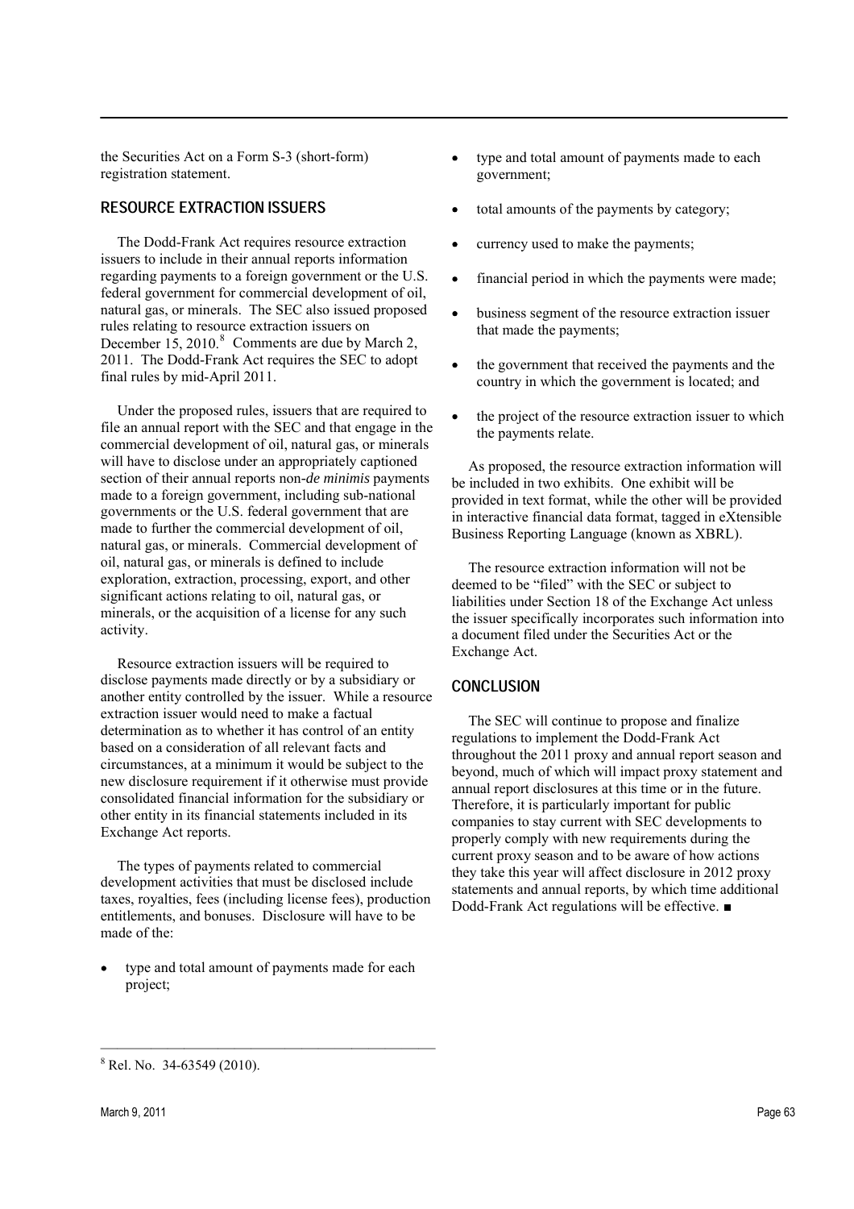the Securities Act on a Form S-3 (short-form) registration statement.

## RESOURCE EXTRACTION ISSUERS

The Dodd-Frank Act requires resource extraction issuers to include in their annual reports information regarding payments to a foreign government or the U.S. federal government for commercial development of oil, natural gas, or minerals. The SEC also issued proposed rules relating to resource extraction issuers on December 15, 2010.[8] Comments are due by March 2, 2011. The Dodd-Frank Act requires the SEC to adopt final rules by mid-April 2011.

Under the proposed rules, issuers that are required to file an annual report with the SEC and that engage in the commercial development of oil, natural gas, or minerals will have to disclose under an appropriately captioned section of their annual reports non-*de minimis* payments made to a foreign government, including sub-national governments or the U.S. federal government that are made to further the commercial development of oil, natural gas, or minerals. Commercial development of oil, natural gas, or minerals is defined to include exploration, extraction, processing, export, and other significant actions relating to oil, natural gas, or minerals, or the acquisition of a license for any such activity.

Resource extraction issuers will be required to disclose payments made directly or by a subsidiary or another entity controlled by the issuer. While a resource extraction issuer would need to make a factual determination as to whether it has control of an entity based on a consideration of all relevant facts and circumstances, at a minimum it would be subject to the new disclosure requirement if it otherwise must provide consolidated financial information for the subsidiary or other entity in its financial statements included in its Exchange Act reports.

The types of payments related to commercial development activities that must be disclosed include taxes, royalties, fees (including license fees), production entitlements, and bonuses. Disclosure will have to be made of the:

- type and total amount of payments made for each project;
- type and total amount of payments made to each government;
- total amounts of the payments by category;
- currency used to make the payments;
- financial period in which the payments were made;
- business segment of the resource extraction issuer that made the payments;
- the government that received the payments and the country in which the government is located; and
- the project of the resource extraction issuer to which the payments relate.

As proposed, the resource extraction information will be included in two exhibits. One exhibit will be provided in text format, while the other will be provided in interactive financial data format, tagged in eXtensible Business Reporting Language (known as XBRL).

The resource extraction information will not be deemed to be "filed" with the SEC or subject to liabilities under Section 18 of the Exchange Act unless the issuer specifically incorporates such information into a document filed under the Securities Act or the Exchange Act.

## CONCLUSION

The SEC will continue to propose and finalize regulations to implement the Dodd-Frank Act throughout the 2011 proxy and annual report season and beyond, much of which will impact proxy statement and annual report disclosures at this time or in the future. Therefore, it is particularly important for public companies to stay current with SEC developments to properly comply with new requirements during the current proxy season and to be aware of how actions they take this year will affect disclosure in 2012 proxy statements and annual reports, by which time additional Dodd-Frank Act regulations will be effective. ■

---

[8] Rel. No. 34-63549 (2010).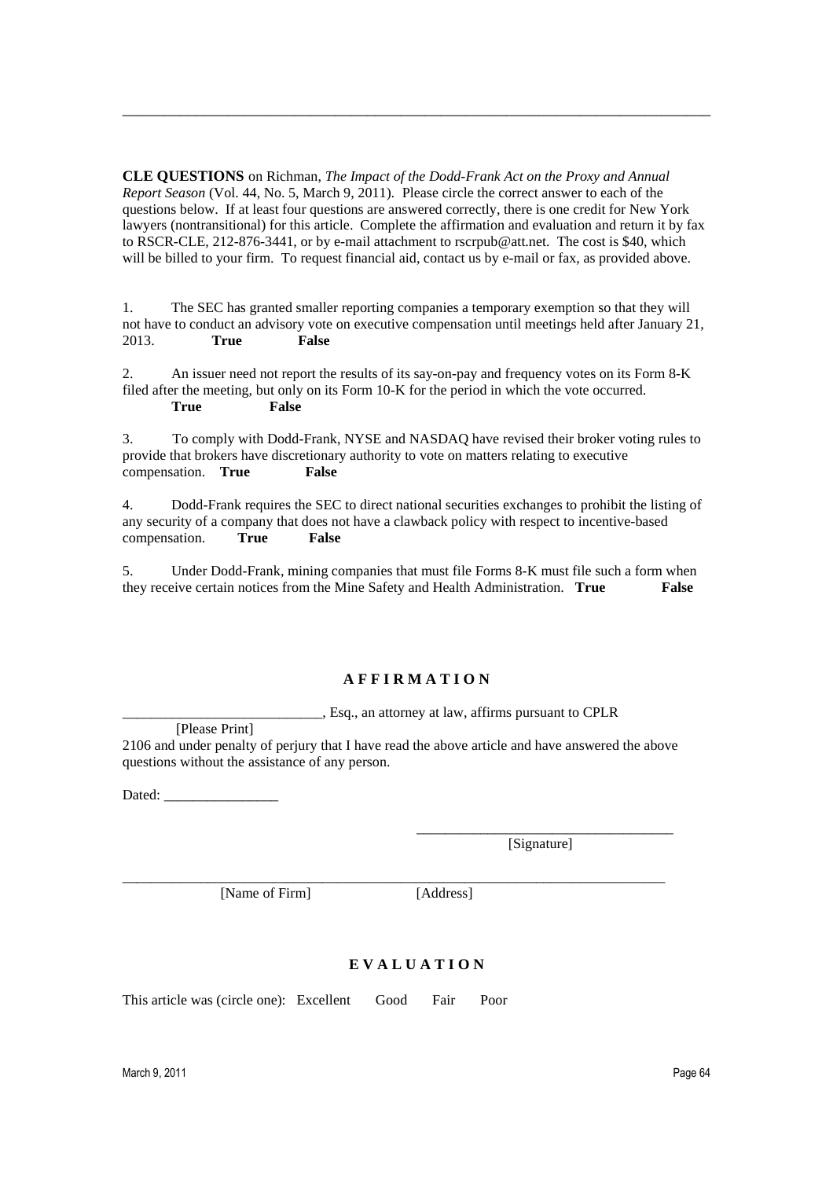**CLE QUESTIONS** on Richman, *The Impact of the Dodd-Frank Act on the Proxy and Annual Report Season* (Vol. 44, No. 5, March 9, 2011). Please circle the correct answer to each of the questions below. If at least four questions are answered correctly, there is one credit for New York lawyers (nontransitional) for this article. Complete the affirmation and evaluation and return it by fax to RSCR-CLE, 212-876-3441, or by e-mail attachment to rscrpub@att.net. The cost is $40, which will be billed to your firm. To request financial aid, contact us by e-mail or fax, as provided above.

1. The SEC has granted smaller reporting companies a temporary exemption so that they will not have to conduct an advisory vote on executive compensation until meetings held after January 21, 2013. **True** **False**

2. An issuer need not report the results of its say-on-pay and frequency votes on its Form 8-K filed after the meeting, but only on its Form 10-K for the period in which the vote occurred. **True** **False**

3. To comply with Dodd-Frank, NYSE and NASDAQ have revised their broker voting rules to provide that brokers have discretionary authority to vote on matters relating to executive compensation. **True** **False**

4. Dodd-Frank requires the SEC to direct national securities exchanges to prohibit the listing of any security of a company that does not have a clawback policy with respect to incentive-based compensation. **True** **False**

5. Under Dodd-Frank, mining companies that must file Forms 8-K must file such a form when they receive certain notices from the Mine Safety and Health Administration. **True** **False**

## A F F I R M A T I O N

____________________________, Esq., an attorney at law, affirms pursuant to CPLR
[Please Print]
2106 and under penalty of perjury that I have read the above article and have answered the above questions without the assistance of any person.

Dated: ________________

____________________________________
[Signature]

________________________________________________________________________________
[Name of Firm] [Address]

## E V A L U A T I O N

This article was (circle one): Excellent Good Fair Poor